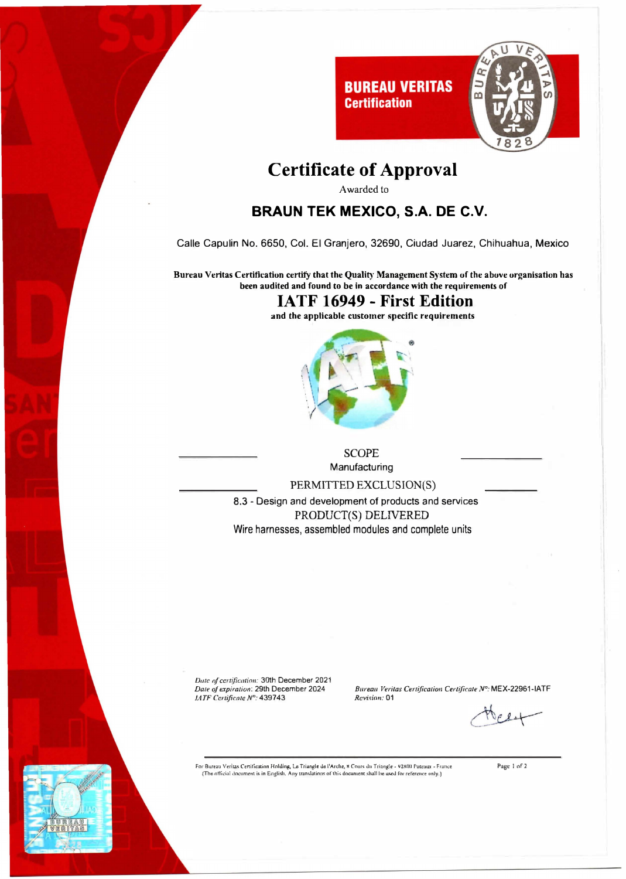**BUREAU VERITAS**
**Certification**

# Certificate of Approval

Awarded to

## BRAUN TEK MEXICO, S.A. DE C.V.

Calle Capulin No. 6650, Col. El Granjero, 32690, Ciudad Juarez, Chihuahua, Mexico

**Bureau Veritas Certification certify that the Quality Management System of the above organisation has been audited and found to be in accordance with the requirements of**

## IATF 16949 - First Edition

**and the applicable customer specific requirements**

SCOPE

Manufacturing

PERMITTED EXCLUSION(S)

8.3 - Design and development of products and services

PRODUCT(S) DELIVERED

Wire harnesses, assembled modules and complete units

*Date of certification:* 30th December 2021
*Date of expiration:* 29th December 2024
*IATF Certificate N°:* 439743

*Bureau Veritas Certification Certificate N°:* MEX-22961-IATF
*Revision:* 01

For Bureau Veritas Certification Holding, Le Triangle de l'Arche, 8 Cours du Triangle - 92800 Puteaux - France
(The official document is in English. Any translations of this document shall be used for reference only.)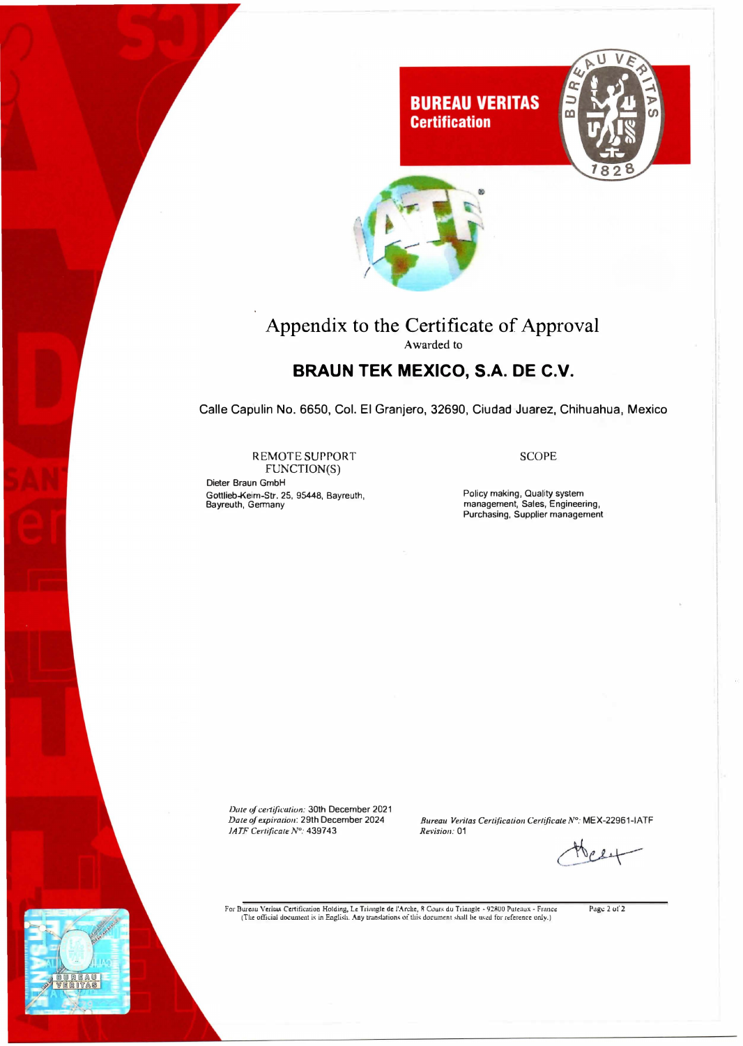BUREAU VERITAS
Certification

# Appendix to the Certificate of Approval

Awarded to

## BRAUN TEK MEXICO, S.A. DE C.V.

Calle Capulin No. 6650, Col. El Granjero, 32690, Ciudad Juarez, Chihuahua, Mexico

| REMOTE SUPPORT FUNCTION(S) | SCOPE |
|---|---|
| Dieter Braun GmbH<br>Gottlieb-Keim-Str. 25, 95448, Bayreuth, Bayreuth, Germany | Policy making, Quality system management, Sales, Engineering, Purchasing, Supplier management |

*Date of certification:* 30th December 2021
*Date of expiration:* 29th December 2024
*IATF Certificate N°:* 439743

*Bureau Veritas Certification Certificate N°:* MEX-22961-IATF
*Revision:* 01

For Bureau Veritas Certification Holding, Le Triangle de l'Arche, 8 Cours du Triangle - 92800 Puteaux - France
(The official document is in English. Any translations of this document shall be used for reference only.)